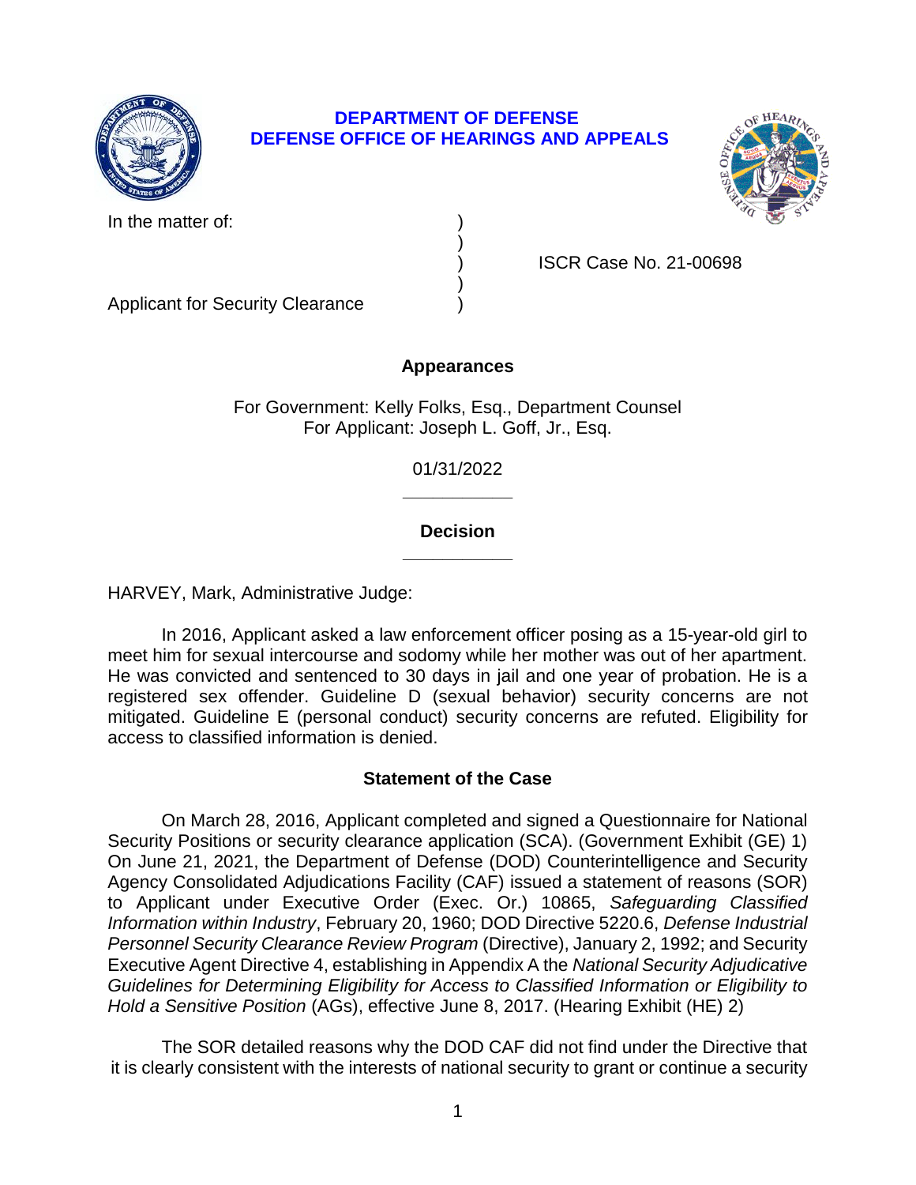**DEPARTMENT OF DEFENSE**
**DEFENSE OFFICE OF HEARINGS AND APPEALS**

In the matter of: )
)
) ISCR Case No. 21-00698
)
Applicant for Security Clearance )

## Appearances

For Government: Kelly Folks, Esq., Department Counsel
For Applicant: Joseph L. Goff, Jr., Esq.

01/31/2022

______________

## Decision

______________

HARVEY, Mark, Administrative Judge:

In 2016, Applicant asked a law enforcement officer posing as a 15-year-old girl to meet him for sexual intercourse and sodomy while her mother was out of her apartment. He was convicted and sentenced to 30 days in jail and one year of probation. He is a registered sex offender. Guideline D (sexual behavior) security concerns are not mitigated. Guideline E (personal conduct) security concerns are refuted. Eligibility for access to classified information is denied.

## Statement of the Case

On March 28, 2016, Applicant completed and signed a Questionnaire for National Security Positions or security clearance application (SCA). (Government Exhibit (GE) 1) On June 21, 2021, the Department of Defense (DOD) Counterintelligence and Security Agency Consolidated Adjudications Facility (CAF) issued a statement of reasons (SOR) to Applicant under Executive Order (Exec. Or.) 10865, *Safeguarding Classified Information within Industry*, February 20, 1960; DOD Directive 5220.6, *Defense Industrial Personnel Security Clearance Review Program* (Directive), January 2, 1992; and Security Executive Agent Directive 4, establishing in Appendix A the *National Security Adjudicative Guidelines for Determining Eligibility for Access to Classified Information or Eligibility to Hold a Sensitive Position* (AGs), effective June 8, 2017. (Hearing Exhibit (HE) 2)

The SOR detailed reasons why the DOD CAF did not find under the Directive that it is clearly consistent with the interests of national security to grant or continue a security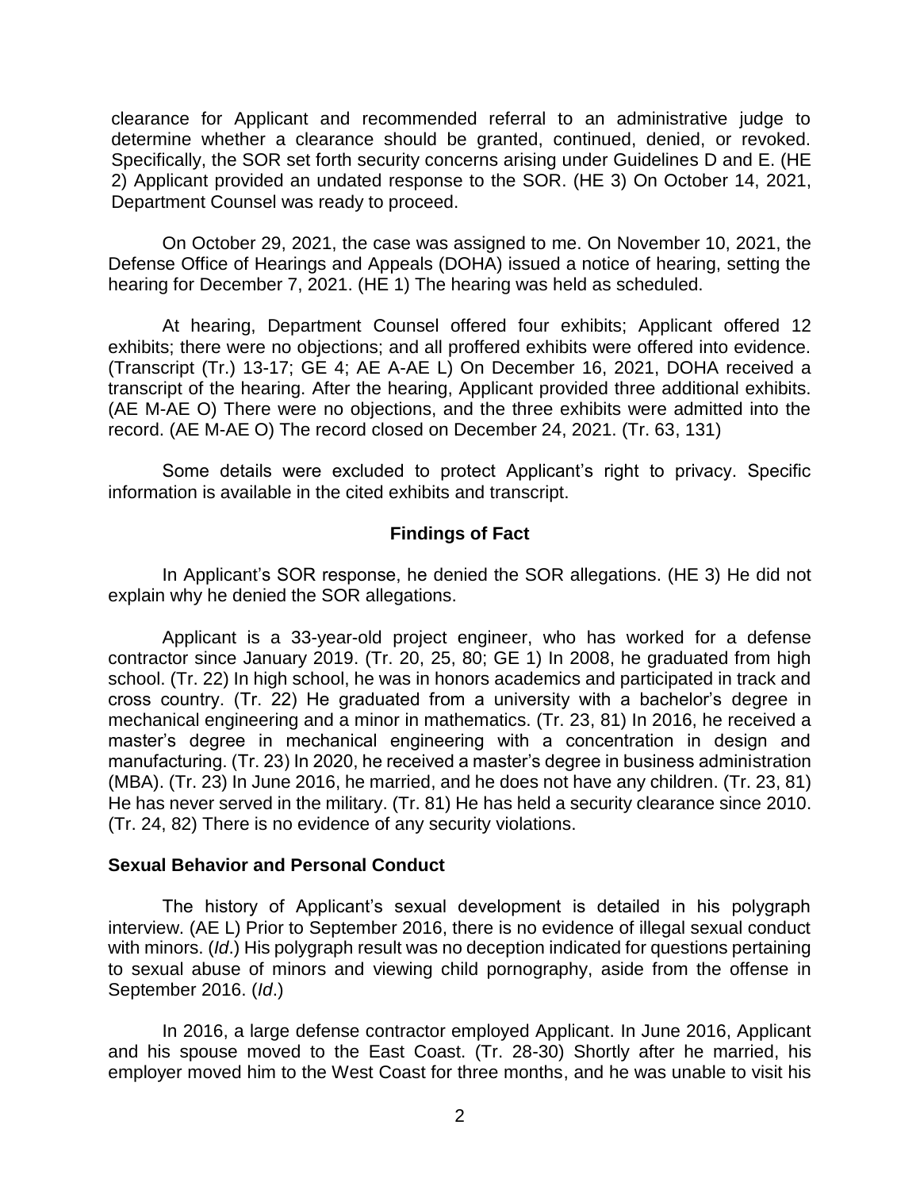clearance for Applicant and recommended referral to an administrative judge to determine whether a clearance should be granted, continued, denied, or revoked. Specifically, the SOR set forth security concerns arising under Guidelines D and E. (HE 2) Applicant provided an undated response to the SOR. (HE 3) On October 14, 2021, Department Counsel was ready to proceed.

On October 29, 2021, the case was assigned to me. On November 10, 2021, the Defense Office of Hearings and Appeals (DOHA) issued a notice of hearing, setting the hearing for December 7, 2021. (HE 1) The hearing was held as scheduled.

At hearing, Department Counsel offered four exhibits; Applicant offered 12 exhibits; there were no objections; and all proffered exhibits were offered into evidence. (Transcript (Tr.) 13-17; GE 4; AE A-AE L) On December 16, 2021, DOHA received a transcript of the hearing. After the hearing, Applicant provided three additional exhibits. (AE M-AE O) There were no objections, and the three exhibits were admitted into the record. (AE M-AE O) The record closed on December 24, 2021. (Tr. 63, 131)

Some details were excluded to protect Applicant's right to privacy. Specific information is available in the cited exhibits and transcript.

## Findings of Fact

In Applicant's SOR response, he denied the SOR allegations. (HE 3) He did not explain why he denied the SOR allegations.

Applicant is a 33-year-old project engineer, who has worked for a defense contractor since January 2019. (Tr. 20, 25, 80; GE 1) In 2008, he graduated from high school. (Tr. 22) In high school, he was in honors academics and participated in track and cross country. (Tr. 22) He graduated from a university with a bachelor's degree in mechanical engineering and a minor in mathematics. (Tr. 23, 81) In 2016, he received a master's degree in mechanical engineering with a concentration in design and manufacturing. (Tr. 23) In 2020, he received a master's degree in business administration (MBA). (Tr. 23) In June 2016, he married, and he does not have any children. (Tr. 23, 81) He has never served in the military. (Tr. 81) He has held a security clearance since 2010. (Tr. 24, 82) There is no evidence of any security violations.

### Sexual Behavior and Personal Conduct

The history of Applicant's sexual development is detailed in his polygraph interview. (AE L) Prior to September 2016, there is no evidence of illegal sexual conduct with minors. (*Id*.) His polygraph result was no deception indicated for questions pertaining to sexual abuse of minors and viewing child pornography, aside from the offense in September 2016. (*Id*.)

In 2016, a large defense contractor employed Applicant. In June 2016, Applicant and his spouse moved to the East Coast. (Tr. 28-30) Shortly after he married, his employer moved him to the West Coast for three months, and he was unable to visit his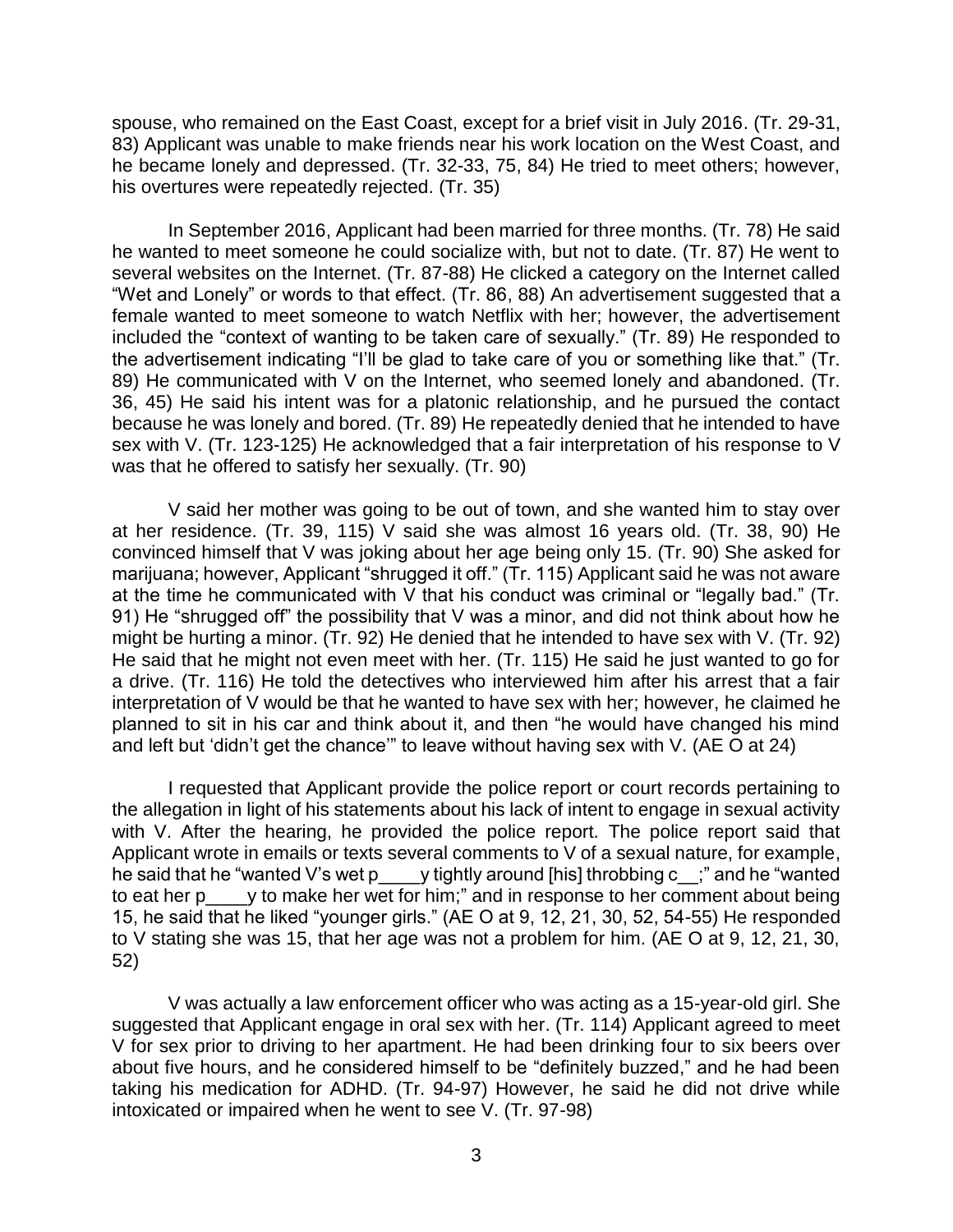spouse, who remained on the East Coast, except for a brief visit in July 2016. (Tr. 29-31, 83) Applicant was unable to make friends near his work location on the West Coast, and he became lonely and depressed. (Tr. 32-33, 75, 84) He tried to meet others; however, his overtures were repeatedly rejected. (Tr. 35)

In September 2016, Applicant had been married for three months. (Tr. 78) He said he wanted to meet someone he could socialize with, but not to date. (Tr. 87) He went to several websites on the Internet. (Tr. 87-88) He clicked a category on the Internet called "Wet and Lonely" or words to that effect. (Tr. 86, 88) An advertisement suggested that a female wanted to meet someone to watch Netflix with her; however, the advertisement included the "context of wanting to be taken care of sexually." (Tr. 89) He responded to the advertisement indicating "I'll be glad to take care of you or something like that." (Tr. 89) He communicated with V on the Internet, who seemed lonely and abandoned. (Tr. 36, 45) He said his intent was for a platonic relationship, and he pursued the contact because he was lonely and bored. (Tr. 89) He repeatedly denied that he intended to have sex with V. (Tr. 123-125) He acknowledged that a fair interpretation of his response to V was that he offered to satisfy her sexually. (Tr. 90)

V said her mother was going to be out of town, and she wanted him to stay over at her residence. (Tr. 39, 115) V said she was almost 16 years old. (Tr. 38, 90) He convinced himself that V was joking about her age being only 15. (Tr. 90) She asked for marijuana; however, Applicant "shrugged it off." (Tr. 115) Applicant said he was not aware at the time he communicated with V that his conduct was criminal or "legally bad." (Tr. 91) He "shrugged off" the possibility that V was a minor, and did not think about how he might be hurting a minor. (Tr. 92) He denied that he intended to have sex with V. (Tr. 92) He said that he might not even meet with her. (Tr. 115) He said he just wanted to go for a drive. (Tr. 116) He told the detectives who interviewed him after his arrest that a fair interpretation of V would be that he wanted to have sex with her; however, he claimed he planned to sit in his car and think about it, and then "he would have changed his mind and left but 'didn't get the chance'" to leave without having sex with V. (AE O at 24)

I requested that Applicant provide the police report or court records pertaining to the allegation in light of his statements about his lack of intent to engage in sexual activity with V. After the hearing, he provided the police report. The police report said that Applicant wrote in emails or texts several comments to V of a sexual nature, for example, he said that he "wanted V's wet p____y tightly around [his] throbbing c__;" and he "wanted to eat her p____y to make her wet for him;" and in response to her comment about being 15, he said that he liked "younger girls." (AE O at 9, 12, 21, 30, 52, 54-55) He responded to V stating she was 15, that her age was not a problem for him. (AE O at 9, 12, 21, 30, 52)

V was actually a law enforcement officer who was acting as a 15-year-old girl. She suggested that Applicant engage in oral sex with her. (Tr. 114) Applicant agreed to meet V for sex prior to driving to her apartment. He had been drinking four to six beers over about five hours, and he considered himself to be "definitely buzzed," and he had been taking his medication for ADHD. (Tr. 94-97) However, he said he did not drive while intoxicated or impaired when he went to see V. (Tr. 97-98)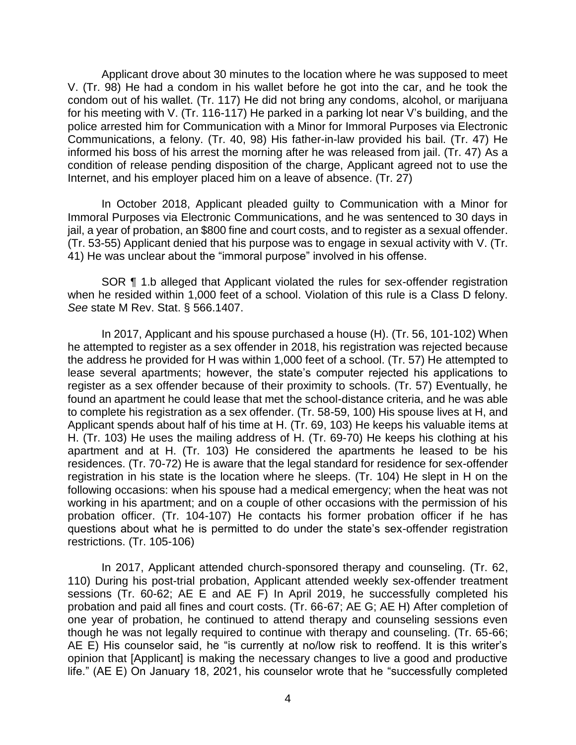Applicant drove about 30 minutes to the location where he was supposed to meet V. (Tr. 98) He had a condom in his wallet before he got into the car, and he took the condom out of his wallet. (Tr. 117) He did not bring any condoms, alcohol, or marijuana for his meeting with V. (Tr. 116-117) He parked in a parking lot near V's building, and the police arrested him for Communication with a Minor for Immoral Purposes via Electronic Communications, a felony. (Tr. 40, 98) His father-in-law provided his bail. (Tr. 47) He informed his boss of his arrest the morning after he was released from jail. (Tr. 47) As a condition of release pending disposition of the charge, Applicant agreed not to use the Internet, and his employer placed him on a leave of absence. (Tr. 27)

In October 2018, Applicant pleaded guilty to Communication with a Minor for Immoral Purposes via Electronic Communications, and he was sentenced to 30 days in jail, a year of probation, an $800 fine and court costs, and to register as a sexual offender. (Tr. 53-55) Applicant denied that his purpose was to engage in sexual activity with V. (Tr. 41) He was unclear about the "immoral purpose" involved in his offense.

SOR ¶ 1.b alleged that Applicant violated the rules for sex-offender registration when he resided within 1,000 feet of a school. Violation of this rule is a Class D felony. *See* state M Rev. Stat. § 566.1407.

In 2017, Applicant and his spouse purchased a house (H). (Tr. 56, 101-102) When he attempted to register as a sex offender in 2018, his registration was rejected because the address he provided for H was within 1,000 feet of a school. (Tr. 57) He attempted to lease several apartments; however, the state's computer rejected his applications to register as a sex offender because of their proximity to schools. (Tr. 57) Eventually, he found an apartment he could lease that met the school-distance criteria, and he was able to complete his registration as a sex offender. (Tr. 58-59, 100) His spouse lives at H, and Applicant spends about half of his time at H. (Tr. 69, 103) He keeps his valuable items at H. (Tr. 103) He uses the mailing address of H. (Tr. 69-70) He keeps his clothing at his apartment and at H. (Tr. 103) He considered the apartments he leased to be his residences. (Tr. 70-72) He is aware that the legal standard for residence for sex-offender registration in his state is the location where he sleeps. (Tr. 104) He slept in H on the following occasions: when his spouse had a medical emergency; when the heat was not working in his apartment; and on a couple of other occasions with the permission of his probation officer. (Tr. 104-107) He contacts his former probation officer if he has questions about what he is permitted to do under the state's sex-offender registration restrictions. (Tr. 105-106)

In 2017, Applicant attended church-sponsored therapy and counseling. (Tr. 62, 110) During his post-trial probation, Applicant attended weekly sex-offender treatment sessions (Tr. 60-62; AE E and AE F) In April 2019, he successfully completed his probation and paid all fines and court costs. (Tr. 66-67; AE G; AE H) After completion of one year of probation, he continued to attend therapy and counseling sessions even though he was not legally required to continue with therapy and counseling. (Tr. 65-66; AE E) His counselor said, he "is currently at no/low risk to reoffend. It is this writer's opinion that [Applicant] is making the necessary changes to live a good and productive life." (AE E) On January 18, 2021, his counselor wrote that he "successfully completed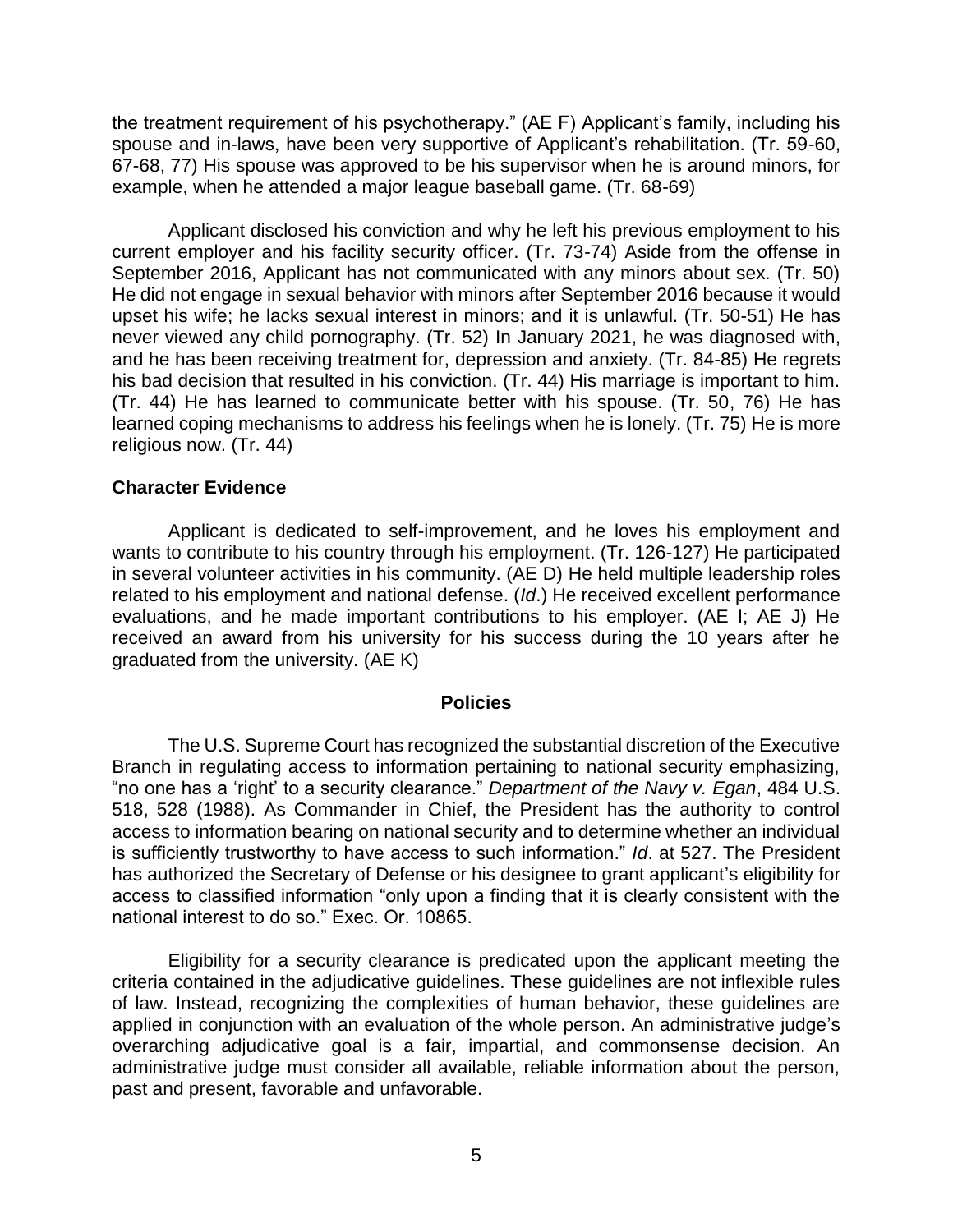the treatment requirement of his psychotherapy." (AE F) Applicant's family, including his spouse and in-laws, have been very supportive of Applicant's rehabilitation. (Tr. 59-60, 67-68, 77) His spouse was approved to be his supervisor when he is around minors, for example, when he attended a major league baseball game. (Tr. 68-69)

Applicant disclosed his conviction and why he left his previous employment to his current employer and his facility security officer. (Tr. 73-74) Aside from the offense in September 2016, Applicant has not communicated with any minors about sex. (Tr. 50) He did not engage in sexual behavior with minors after September 2016 because it would upset his wife; he lacks sexual interest in minors; and it is unlawful. (Tr. 50-51) He has never viewed any child pornography. (Tr. 52) In January 2021, he was diagnosed with, and he has been receiving treatment for, depression and anxiety. (Tr. 84-85) He regrets his bad decision that resulted in his conviction. (Tr. 44) His marriage is important to him. (Tr. 44) He has learned to communicate better with his spouse. (Tr. 50, 76) He has learned coping mechanisms to address his feelings when he is lonely. (Tr. 75) He is more religious now. (Tr. 44)

**Character Evidence**

Applicant is dedicated to self-improvement, and he loves his employment and wants to contribute to his country through his employment. (Tr. 126-127) He participated in several volunteer activities in his community. (AE D) He held multiple leadership roles related to his employment and national defense. (*Id*.) He received excellent performance evaluations, and he made important contributions to his employer. (AE I; AE J) He received an award from his university for his success during the 10 years after he graduated from the university. (AE K)

## Policies

The U.S. Supreme Court has recognized the substantial discretion of the Executive Branch in regulating access to information pertaining to national security emphasizing, "no one has a 'right' to a security clearance." *Department of the Navy v. Egan*, 484 U.S. 518, 528 (1988). As Commander in Chief, the President has the authority to control access to information bearing on national security and to determine whether an individual is sufficiently trustworthy to have access to such information." *Id*. at 527. The President has authorized the Secretary of Defense or his designee to grant applicant's eligibility for access to classified information "only upon a finding that it is clearly consistent with the national interest to do so." Exec. Or. 10865.

Eligibility for a security clearance is predicated upon the applicant meeting the criteria contained in the adjudicative guidelines. These guidelines are not inflexible rules of law. Instead, recognizing the complexities of human behavior, these guidelines are applied in conjunction with an evaluation of the whole person. An administrative judge's overarching adjudicative goal is a fair, impartial, and commonsense decision. An administrative judge must consider all available, reliable information about the person, past and present, favorable and unfavorable.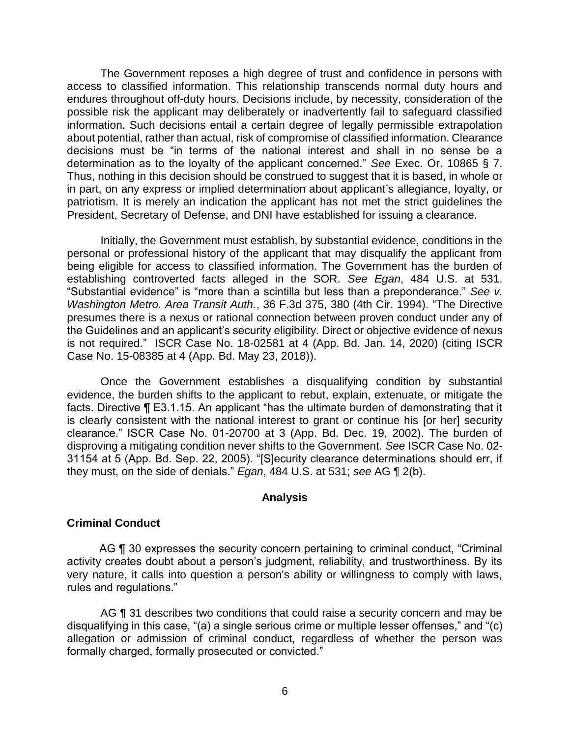The Government reposes a high degree of trust and confidence in persons with access to classified information. This relationship transcends normal duty hours and endures throughout off-duty hours. Decisions include, by necessity, consideration of the possible risk the applicant may deliberately or inadvertently fail to safeguard classified information. Such decisions entail a certain degree of legally permissible extrapolation about potential, rather than actual, risk of compromise of classified information. Clearance decisions must be "in terms of the national interest and shall in no sense be a determination as to the loyalty of the applicant concerned." *See* Exec. Or. 10865 § 7. Thus, nothing in this decision should be construed to suggest that it is based, in whole or in part, on any express or implied determination about applicant's allegiance, loyalty, or patriotism. It is merely an indication the applicant has not met the strict guidelines the President, Secretary of Defense, and DNI have established for issuing a clearance.

Initially, the Government must establish, by substantial evidence, conditions in the personal or professional history of the applicant that may disqualify the applicant from being eligible for access to classified information. The Government has the burden of establishing controverted facts alleged in the SOR. *See Egan*, 484 U.S. at 531. "Substantial evidence" is "more than a scintilla but less than a preponderance." *See v. Washington Metro. Area Transit Auth.*, 36 F.3d 375, 380 (4th Cir. 1994). "The Directive presumes there is a nexus or rational connection between proven conduct under any of the Guidelines and an applicant's security eligibility. Direct or objective evidence of nexus is not required." ISCR Case No. 18-02581 at 4 (App. Bd. Jan. 14, 2020) (citing ISCR Case No. 15-08385 at 4 (App. Bd. May 23, 2018)).

Once the Government establishes a disqualifying condition by substantial evidence, the burden shifts to the applicant to rebut, explain, extenuate, or mitigate the facts. Directive ¶ E3.1.15. An applicant "has the ultimate burden of demonstrating that it is clearly consistent with the national interest to grant or continue his [or her] security clearance." ISCR Case No. 01-20700 at 3 (App. Bd. Dec. 19, 2002). The burden of disproving a mitigating condition never shifts to the Government. *See* ISCR Case No. 02-31154 at 5 (App. Bd. Sep. 22, 2005). "[S]ecurity clearance determinations should err, if they must, on the side of denials." *Egan*, 484 U.S. at 531; *see* AG ¶ 2(b).

## Analysis

### Criminal Conduct

AG ¶ 30 expresses the security concern pertaining to criminal conduct, "Criminal activity creates doubt about a person's judgment, reliability, and trustworthiness. By its very nature, it calls into question a person's ability or willingness to comply with laws, rules and regulations."

AG ¶ 31 describes two conditions that could raise a security concern and may be disqualifying in this case, "(a) a single serious crime or multiple lesser offenses," and "(c) allegation or admission of criminal conduct, regardless of whether the person was formally charged, formally prosecuted or convicted."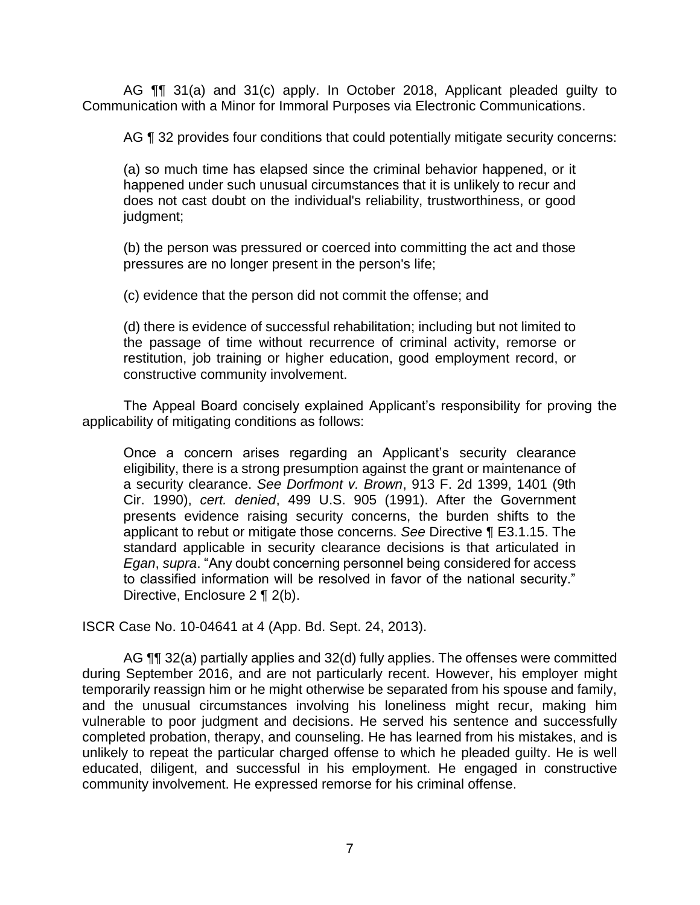AG ¶¶ 31(a) and 31(c) apply. In October 2018, Applicant pleaded guilty to Communication with a Minor for Immoral Purposes via Electronic Communications.

AG ¶ 32 provides four conditions that could potentially mitigate security concerns:

> (a) so much time has elapsed since the criminal behavior happened, or it happened under such unusual circumstances that it is unlikely to recur and does not cast doubt on the individual's reliability, trustworthiness, or good judgment;
>
> (b) the person was pressured or coerced into committing the act and those pressures are no longer present in the person's life;
>
> (c) evidence that the person did not commit the offense; and
>
> (d) there is evidence of successful rehabilitation; including but not limited to the passage of time without recurrence of criminal activity, remorse or restitution, job training or higher education, good employment record, or constructive community involvement.

The Appeal Board concisely explained Applicant's responsibility for proving the applicability of mitigating conditions as follows:

> Once a concern arises regarding an Applicant's security clearance eligibility, there is a strong presumption against the grant or maintenance of a security clearance. *See Dorfmont v. Brown*, 913 F. 2d 1399, 1401 (9th Cir. 1990), *cert. denied*, 499 U.S. 905 (1991). After the Government presents evidence raising security concerns, the burden shifts to the applicant to rebut or mitigate those concerns. *See* Directive ¶ E3.1.15. The standard applicable in security clearance decisions is that articulated in *Egan*, *supra*. "Any doubt concerning personnel being considered for access to classified information will be resolved in favor of the national security." Directive, Enclosure 2 ¶ 2(b).

ISCR Case No. 10-04641 at 4 (App. Bd. Sept. 24, 2013).

AG ¶¶ 32(a) partially applies and 32(d) fully applies. The offenses were committed during September 2016, and are not particularly recent. However, his employer might temporarily reassign him or he might otherwise be separated from his spouse and family, and the unusual circumstances involving his loneliness might recur, making him vulnerable to poor judgment and decisions. He served his sentence and successfully completed probation, therapy, and counseling. He has learned from his mistakes, and is unlikely to repeat the particular charged offense to which he pleaded guilty. He is well educated, diligent, and successful in his employment. He engaged in constructive community involvement. He expressed remorse for his criminal offense.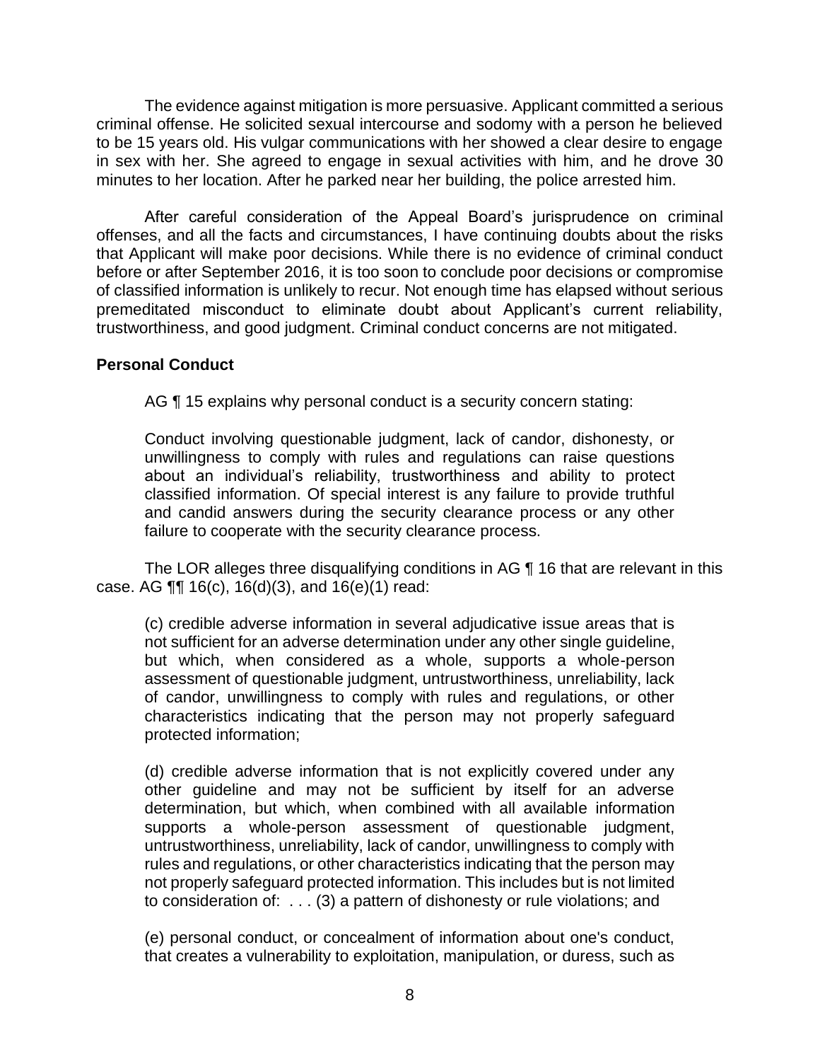The evidence against mitigation is more persuasive. Applicant committed a serious criminal offense. He solicited sexual intercourse and sodomy with a person he believed to be 15 years old. His vulgar communications with her showed a clear desire to engage in sex with her. She agreed to engage in sexual activities with him, and he drove 30 minutes to her location. After he parked near her building, the police arrested him.

After careful consideration of the Appeal Board's jurisprudence on criminal offenses, and all the facts and circumstances, I have continuing doubts about the risks that Applicant will make poor decisions. While there is no evidence of criminal conduct before or after September 2016, it is too soon to conclude poor decisions or compromise of classified information is unlikely to recur. Not enough time has elapsed without serious premeditated misconduct to eliminate doubt about Applicant's current reliability, trustworthiness, and good judgment. Criminal conduct concerns are not mitigated.

**Personal Conduct**

AG ¶ 15 explains why personal conduct is a security concern stating:

> Conduct involving questionable judgment, lack of candor, dishonesty, or unwillingness to comply with rules and regulations can raise questions about an individual's reliability, trustworthiness and ability to protect classified information. Of special interest is any failure to provide truthful and candid answers during the security clearance process or any other failure to cooperate with the security clearance process.

The LOR alleges three disqualifying conditions in AG ¶ 16 that are relevant in this case. AG ¶¶ 16(c), 16(d)(3), and 16(e)(1) read:

> (c) credible adverse information in several adjudicative issue areas that is not sufficient for an adverse determination under any other single guideline, but which, when considered as a whole, supports a whole-person assessment of questionable judgment, untrustworthiness, unreliability, lack of candor, unwillingness to comply with rules and regulations, or other characteristics indicating that the person may not properly safeguard protected information;
>
> (d) credible adverse information that is not explicitly covered under any other guideline and may not be sufficient by itself for an adverse determination, but which, when combined with all available information supports a whole-person assessment of questionable judgment, untrustworthiness, unreliability, lack of candor, unwillingness to comply with rules and regulations, or other characteristics indicating that the person may not properly safeguard protected information. This includes but is not limited to consideration of: . . . (3) a pattern of dishonesty or rule violations; and
>
> (e) personal conduct, or concealment of information about one's conduct, that creates a vulnerability to exploitation, manipulation, or duress, such as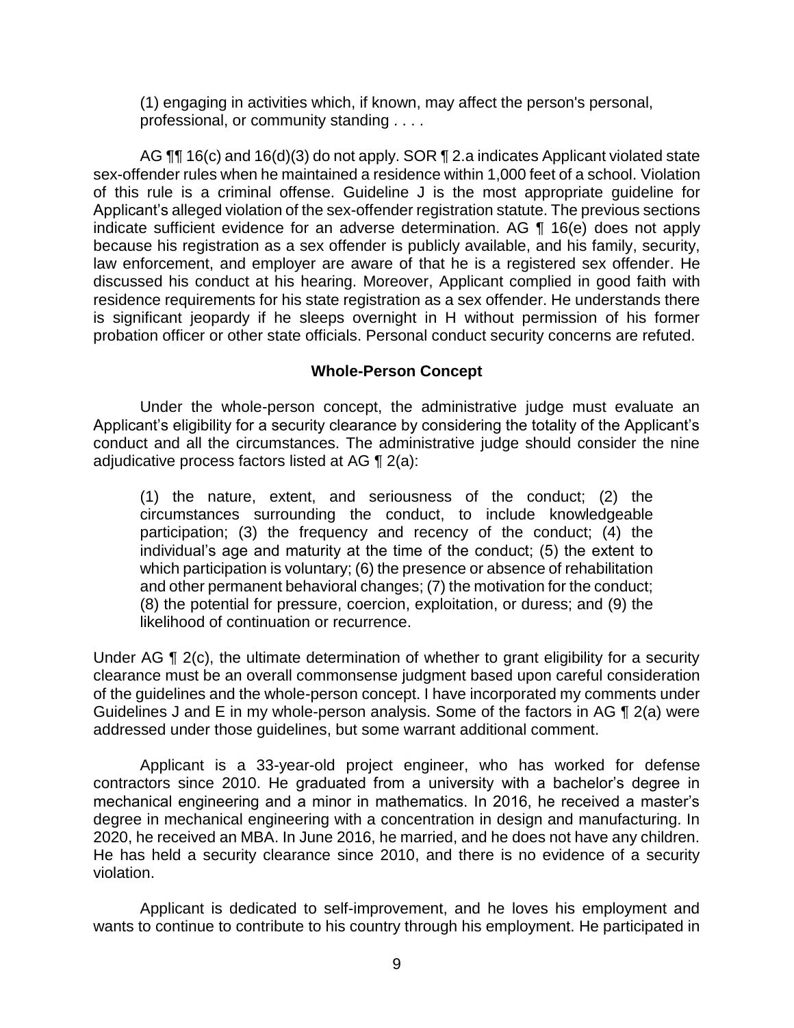(1) engaging in activities which, if known, may affect the person's personal, professional, or community standing . . . .

AG ¶¶ 16(c) and 16(d)(3) do not apply. SOR ¶ 2.a indicates Applicant violated state sex-offender rules when he maintained a residence within 1,000 feet of a school. Violation of this rule is a criminal offense. Guideline J is the most appropriate guideline for Applicant's alleged violation of the sex-offender registration statute. The previous sections indicate sufficient evidence for an adverse determination. AG ¶ 16(e) does not apply because his registration as a sex offender is publicly available, and his family, security, law enforcement, and employer are aware of that he is a registered sex offender. He discussed his conduct at his hearing. Moreover, Applicant complied in good faith with residence requirements for his state registration as a sex offender. He understands there is significant jeopardy if he sleeps overnight in H without permission of his former probation officer or other state officials. Personal conduct security concerns are refuted.

## Whole-Person Concept

Under the whole-person concept, the administrative judge must evaluate an Applicant's eligibility for a security clearance by considering the totality of the Applicant's conduct and all the circumstances. The administrative judge should consider the nine adjudicative process factors listed at AG ¶ 2(a):

> (1) the nature, extent, and seriousness of the conduct; (2) the circumstances surrounding the conduct, to include knowledgeable participation; (3) the frequency and recency of the conduct; (4) the individual's age and maturity at the time of the conduct; (5) the extent to which participation is voluntary; (6) the presence or absence of rehabilitation and other permanent behavioral changes; (7) the motivation for the conduct; (8) the potential for pressure, coercion, exploitation, or duress; and (9) the likelihood of continuation or recurrence.

Under AG ¶ 2(c), the ultimate determination of whether to grant eligibility for a security clearance must be an overall commonsense judgment based upon careful consideration of the guidelines and the whole-person concept. I have incorporated my comments under Guidelines J and E in my whole-person analysis. Some of the factors in AG ¶ 2(a) were addressed under those guidelines, but some warrant additional comment.

Applicant is a 33-year-old project engineer, who has worked for defense contractors since 2010. He graduated from a university with a bachelor's degree in mechanical engineering and a minor in mathematics. In 2016, he received a master's degree in mechanical engineering with a concentration in design and manufacturing. In 2020, he received an MBA. In June 2016, he married, and he does not have any children. He has held a security clearance since 2010, and there is no evidence of a security violation.

Applicant is dedicated to self-improvement, and he loves his employment and wants to continue to contribute to his country through his employment. He participated in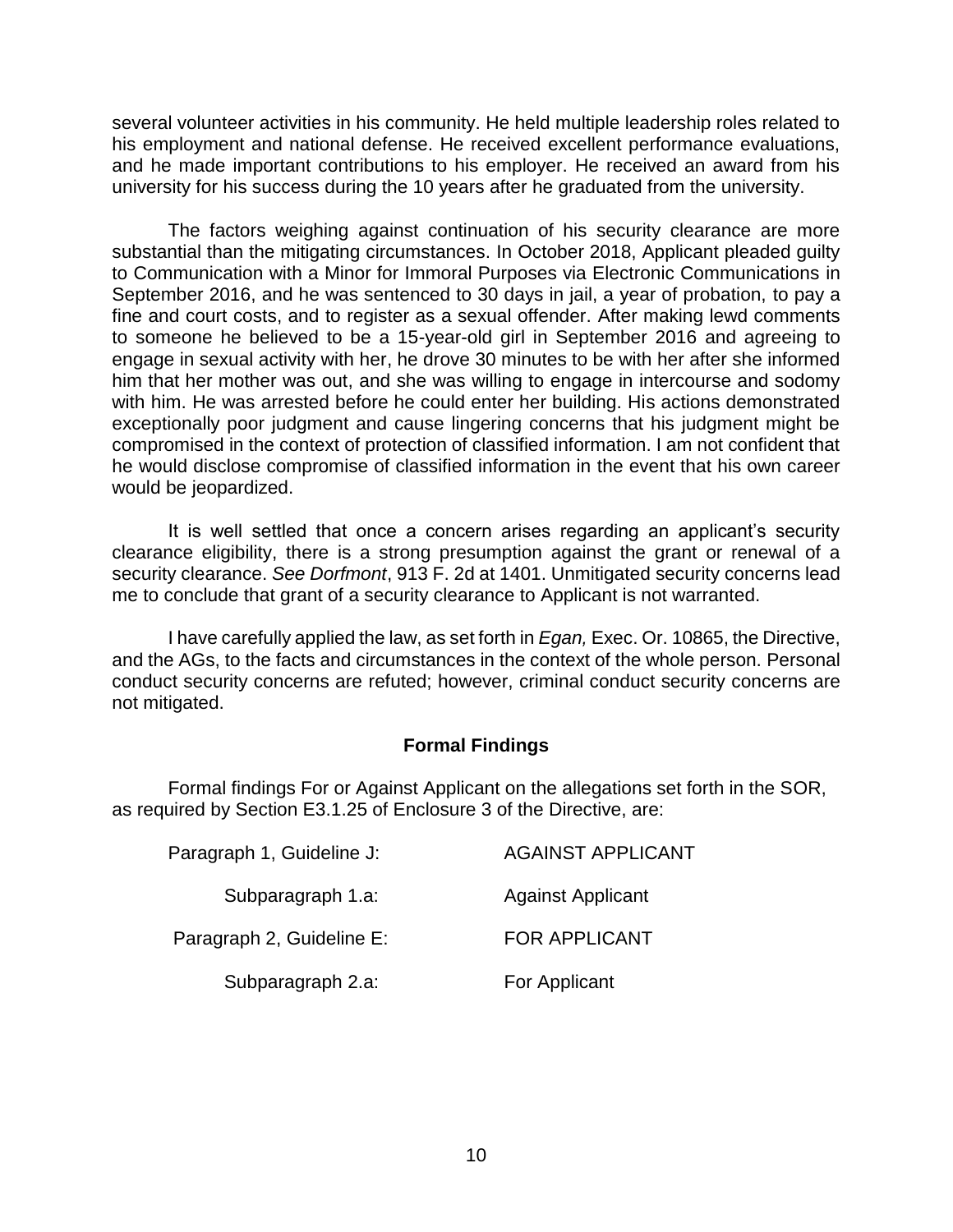several volunteer activities in his community. He held multiple leadership roles related to his employment and national defense. He received excellent performance evaluations, and he made important contributions to his employer. He received an award from his university for his success during the 10 years after he graduated from the university.

The factors weighing against continuation of his security clearance are more substantial than the mitigating circumstances. In October 2018, Applicant pleaded guilty to Communication with a Minor for Immoral Purposes via Electronic Communications in September 2016, and he was sentenced to 30 days in jail, a year of probation, to pay a fine and court costs, and to register as a sexual offender. After making lewd comments to someone he believed to be a 15-year-old girl in September 2016 and agreeing to engage in sexual activity with her, he drove 30 minutes to be with her after she informed him that her mother was out, and she was willing to engage in intercourse and sodomy with him. He was arrested before he could enter her building. His actions demonstrated exceptionally poor judgment and cause lingering concerns that his judgment might be compromised in the context of protection of classified information. I am not confident that he would disclose compromise of classified information in the event that his own career would be jeopardized.

It is well settled that once a concern arises regarding an applicant's security clearance eligibility, there is a strong presumption against the grant or renewal of a security clearance. *See Dorfmont*, 913 F. 2d at 1401. Unmitigated security concerns lead me to conclude that grant of a security clearance to Applicant is not warranted.

I have carefully applied the law, as set forth in *Egan,* Exec. Or. 10865, the Directive, and the AGs, to the facts and circumstances in the context of the whole person. Personal conduct security concerns are refuted; however, criminal conduct security concerns are not mitigated.

## Formal Findings

Formal findings For or Against Applicant on the allegations set forth in the SOR, as required by Section E3.1.25 of Enclosure 3 of the Directive, are:

| | |
|---|---|
| Paragraph 1, Guideline J: | AGAINST APPLICANT |
| Subparagraph 1.a: | Against Applicant |
| Paragraph 2, Guideline E: | FOR APPLICANT |
| Subparagraph 2.a: | For Applicant |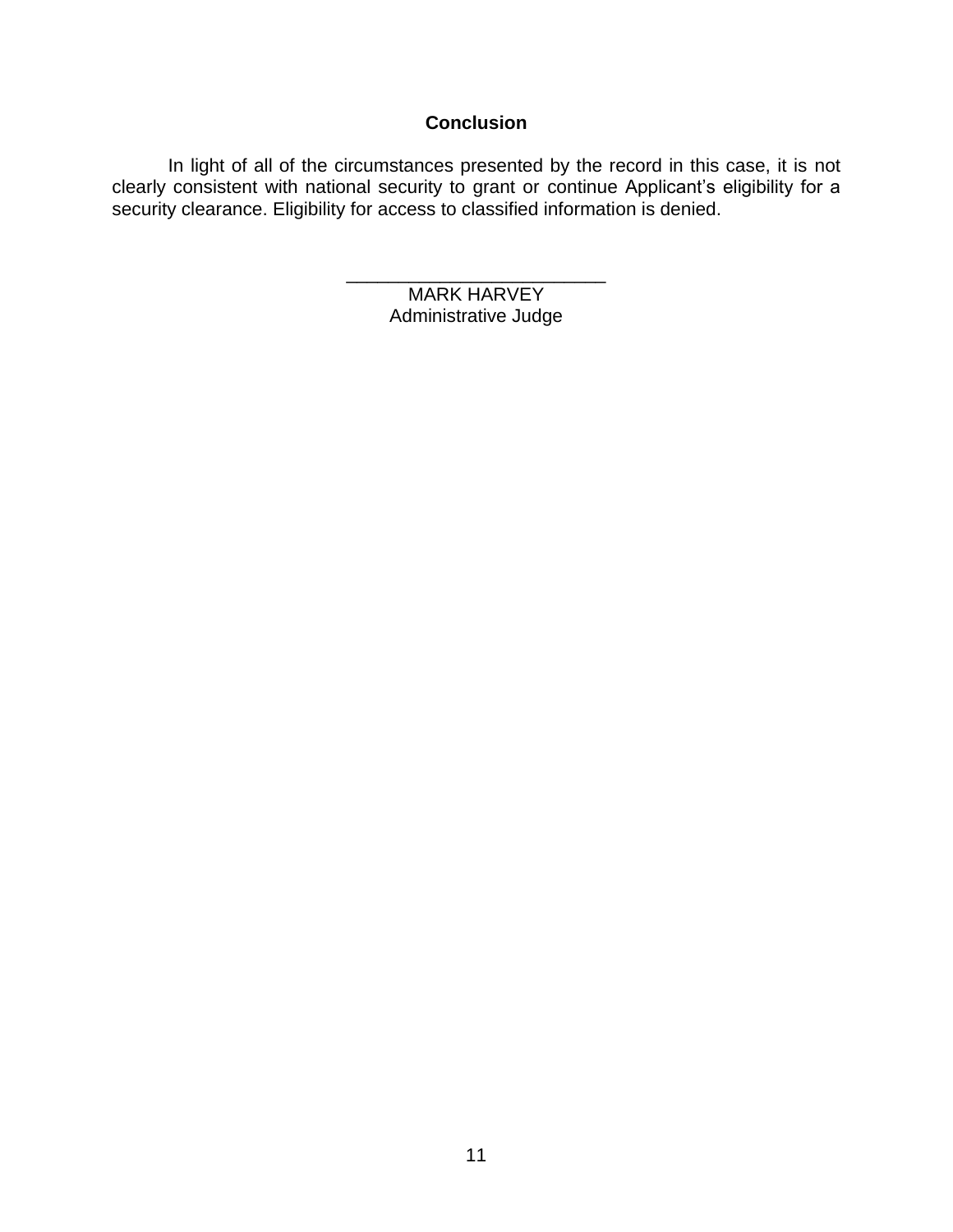## Conclusion

In light of all of the circumstances presented by the record in this case, it is not clearly consistent with national security to grant or continue Applicant's eligibility for a security clearance. Eligibility for access to classified information is denied.

\_\_\_\_\_\_\_\_\_\_\_\_\_\_\_\_\_\_\_\_\_\_\_\_\_\_

MARK HARVEY
Administrative Judge